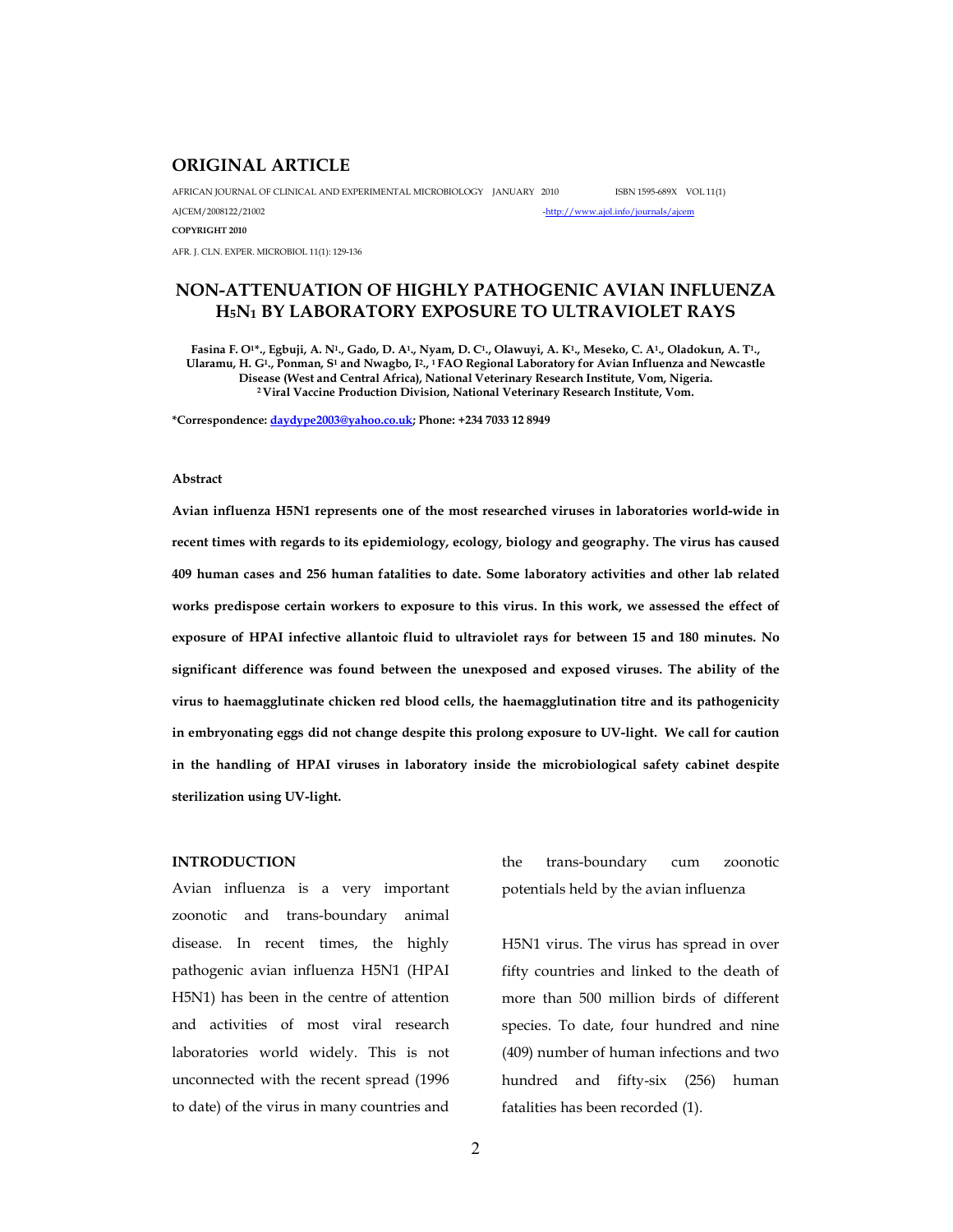## ORIGINAL ARTICLE

AFRICAN JOURNAL OF CLINICAL AND EXPERIMENTAL MICROBIOLOGY JANUARY 2010 ISBN 1595-689X VOL 11(1)

AJCEM/2008122/21002 -http://www.ajol.info/journals/ajcem

**COPYRIGHT 2010**

AFR. J. CLN. EXPER. MICROBIOL 11(1): 129-136

# NON-ATTENUATION OF HIGHLY PATHOGENIC AVIAN INFLUENZA $H_5N_1$ BY LABORATORY EXPOSURE TO ULTRAVIOLET RAYS

**Fasina F. O[1]*., Egbuji, A. N[1]., Gado, D. A[1]., Nyam, D. C[1]., Olawuyi, A. K[1]., Meseko, C. A[1]., Oladokun, A. T[1]., Ularamu, H. G[1]., Ponman, S[1] and Nwagbo, I[2]., [1] FAO Regional Laboratory for Avian Influenza and Newcastle Disease (West and Central Africa), National Veterinary Research Institute, Vom, Nigeria. [2] Viral Vaccine Production Division, National Veterinary Research Institute, Vom.**

***Correspondence: daydype2003@yahoo.co.uk; Phone: +234 7033 12 8949**

### Abstract

**Avian influenza H5N1 represents one of the most researched viruses in laboratories world-wide in recent times with regards to its epidemiology, ecology, biology and geography. The virus has caused 409 human cases and 256 human fatalities to date. Some laboratory activities and other lab related works predispose certain workers to exposure to this virus. In this work, we assessed the effect of exposure of HPAI infective allantoic fluid to ultraviolet rays for between 15 and 180 minutes. No significant difference was found between the unexposed and exposed viruses. The ability of the virus to haemagglutinate chicken red blood cells, the haemagglutination titre and its pathogenicity in embryonating eggs did not change despite this prolong exposure to UV-light. We call for caution in the handling of HPAI viruses in laboratory inside the microbiological safety cabinet despite sterilization using UV-light.**

### INTRODUCTION

Avian influenza is a very important zoonotic and trans-boundary animal disease. In recent times, the highly pathogenic avian influenza H5N1 (HPAI H5N1) has been in the centre of attention and activities of most viral research laboratories world widely. This is not unconnected with the recent spread (1996 to date) of the virus in many countries and the trans-boundary cum zoonotic potentials held by the avian influenza H5N1 virus. The virus has spread in over fifty countries and linked to the death of more than 500 million birds of different species. To date, four hundred and nine (409) number of human infections and two hundred and fifty-six (256) human fatalities has been recorded (1).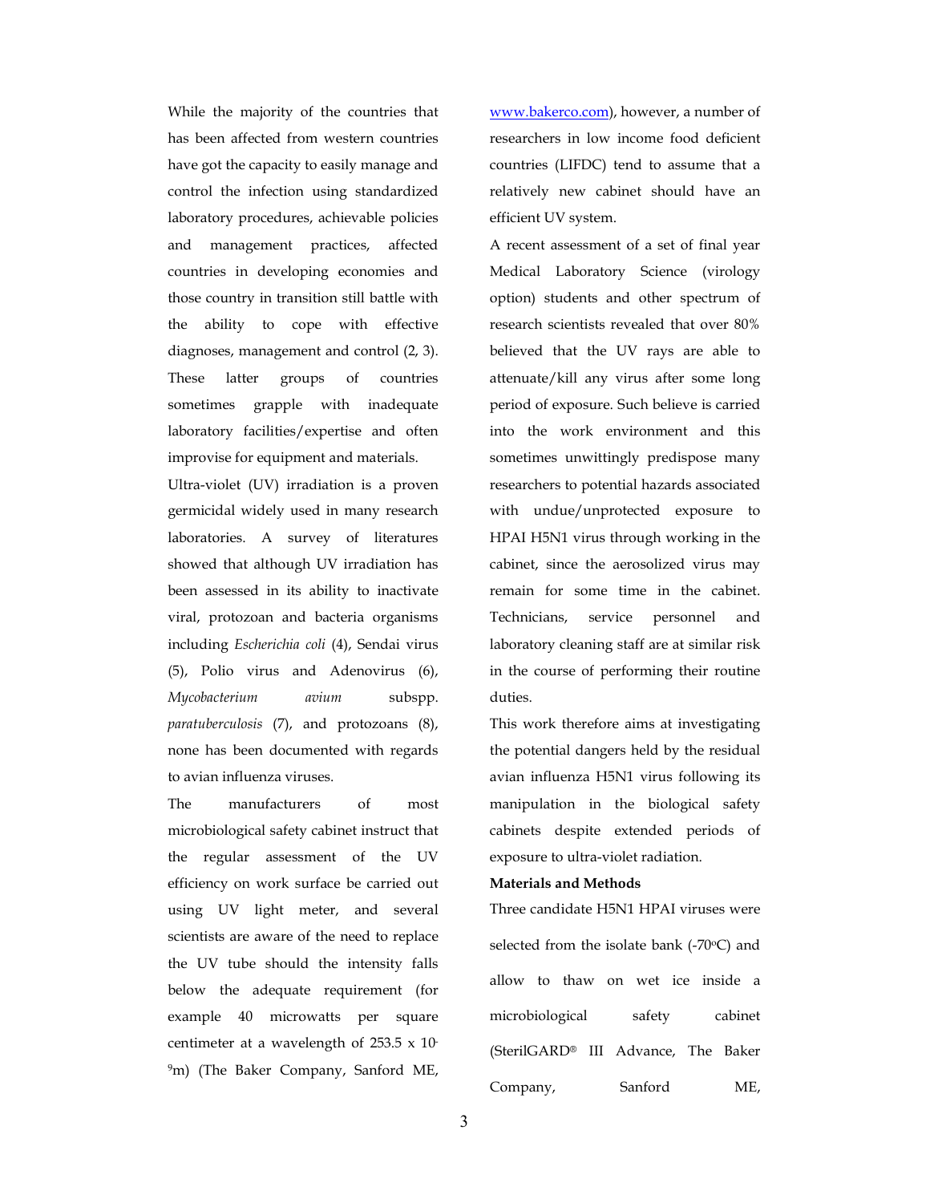While the majority of the countries that has been affected from western countries have got the capacity to easily manage and control the infection using standardized laboratory procedures, achievable policies and management practices, affected countries in developing economies and those country in transition still battle with the ability to cope with effective diagnoses, management and control (2, 3). These latter groups of countries sometimes grapple with inadequate laboratory facilities/expertise and often improvise for equipment and materials.

Ultra-violet (UV) irradiation is a proven germicidal widely used in many research laboratories. A survey of literatures showed that although UV irradiation has been assessed in its ability to inactivate viral, protozoan and bacteria organisms including *Escherichia coli* (4), Sendai virus (5), Polio virus and Adenovirus (6), *Mycobacterium avium* subspp. *paratuberculosis* (7), and protozoans (8), none has been documented with regards to avian influenza viruses.

The manufacturers of most microbiological safety cabinet instruct that the regular assessment of the UV efficiency on work surface be carried out using UV light meter, and several scientists are aware of the need to replace the UV tube should the intensity falls below the adequate requirement (for example 40 microwatts per square centimeter at a wavelength of $253.5 \times 10^{-9}$m) (The Baker Company, Sanford ME, www.bakerco.com), however, a number of researchers in low income food deficient countries (LIFDC) tend to assume that a relatively new cabinet should have an efficient UV system.

A recent assessment of a set of final year Medical Laboratory Science (virology option) students and other spectrum of research scientists revealed that over 80% believed that the UV rays are able to attenuate/kill any virus after some long period of exposure. Such believe is carried into the work environment and this sometimes unwittingly predispose many researchers to potential hazards associated with undue/unprotected exposure to HPAI H5N1 virus through working in the cabinet, since the aerosolized virus may remain for some time in the cabinet. Technicians, service personnel and laboratory cleaning staff are at similar risk in the course of performing their routine duties.

This work therefore aims at investigating the potential dangers held by the residual avian influenza H5N1 virus following its manipulation in the biological safety cabinets despite extended periods of exposure to ultra-violet radiation.

**Materials and Methods**

Three candidate H5N1 HPAI viruses were selected from the isolate bank (-70°C) and allow to thaw on wet ice inside a microbiological safety cabinet (SterilGARD® III Advance, The Baker Company, Sanford ME,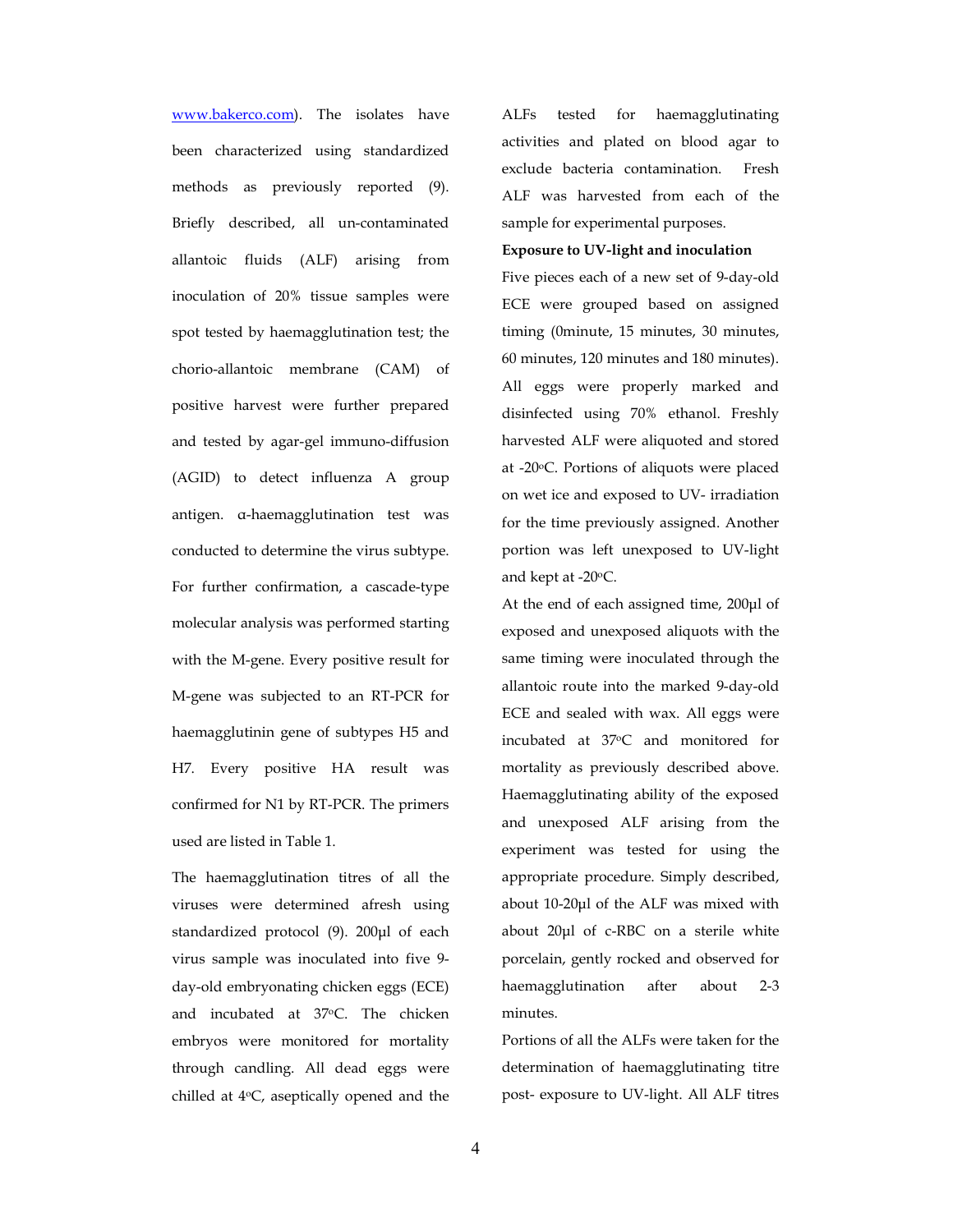www.bakerco.com). The isolates have been characterized using standardized methods as previously reported (9). Briefly described, all un-contaminated allantoic fluids (ALF) arising from inoculation of 20% tissue samples were spot tested by haemagglutination test; the chorio-allantoic membrane (CAM) of positive harvest were further prepared and tested by agar-gel immuno-diffusion (AGID) to detect influenza A group antigen. α-haemagglutination test was conducted to determine the virus subtype. For further confirmation, a cascade-type molecular analysis was performed starting with the M-gene. Every positive result for M-gene was subjected to an RT-PCR for haemagglutinin gene of subtypes H5 and H7. Every positive HA result was confirmed for N1 by RT-PCR. The primers used are listed in Table 1.

The haemagglutination titres of all the viruses were determined afresh using standardized protocol (9). 200µl of each virus sample was inoculated into five 9-day-old embryonating chicken eggs (ECE) and incubated at 37°C. The chicken embryos were monitored for mortality through candling. All dead eggs were chilled at 4°C, aseptically opened and the ALFs tested for haemagglutinating activities and plated on blood agar to exclude bacteria contamination. Fresh ALF was harvested from each of the sample for experimental purposes.

**Exposure to UV-light and inoculation**

Five pieces each of a new set of 9-day-old ECE were grouped based on assigned timing (0minute, 15 minutes, 30 minutes, 60 minutes, 120 minutes and 180 minutes). All eggs were properly marked and disinfected using 70% ethanol. Freshly harvested ALF were aliquoted and stored at -20°C. Portions of aliquots were placed on wet ice and exposed to UV- irradiation for the time previously assigned. Another portion was left unexposed to UV-light and kept at -20°C.

At the end of each assigned time, 200µl of exposed and unexposed aliquots with the same timing were inoculated through the allantoic route into the marked 9-day-old ECE and sealed with wax. All eggs were incubated at 37°C and monitored for mortality as previously described above. Haemagglutinating ability of the exposed and unexposed ALF arising from the experiment was tested for using the appropriate procedure. Simply described, about 10-20µl of the ALF was mixed with about 20µl of c-RBC on a sterile white porcelain, gently rocked and observed for haemagglutination after about 2-3 minutes.

Portions of all the ALFs were taken for the determination of haemagglutinating titre post- exposure to UV-light. All ALF titres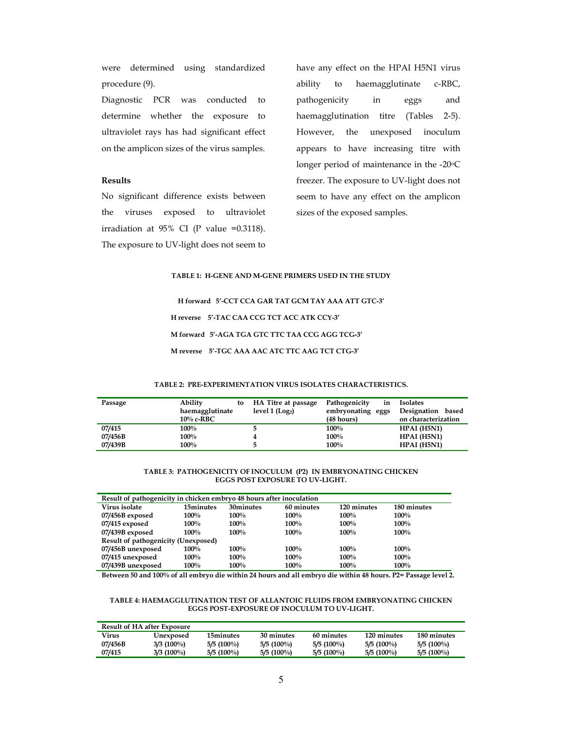were determined using standardized procedure (9).

Diagnostic PCR was conducted to determine whether the exposure to ultraviolet rays has had significant effect on the amplicon sizes of the virus samples.

### Results

No significant difference exists between the viruses exposed to ultraviolet irradiation at 95% CI (P value =0.3118). The exposure to UV-light does not seem to have any effect on the HPAI H5N1 virus ability to haemagglutinate c-RBC, pathogenicity in eggs and haemagglutination titre (Tables 2-5). However, the unexposed inoculum appears to have increasing titre with longer period of maintenance in the -20°C freezer. The exposure to UV-light does not seem to have any effect on the amplicon sizes of the exposed samples.

**TABLE 1: H-GENE AND M-GENE PRIMERS USED IN THE STUDY**

**H forward 5′-CCT CCA GAR TAT GCM TAY AAA ATT GTC-3′**

**H reverse 5′-TAC CAA CCG TCT ACC ATK CCY-3′**

**M forward 5′-AGA TGA GTC TTC TAA CCG AGG TCG-3′**

**M reverse 5′-TGC AAA AAC ATC TTC AAG TCT CTG-3′**

**TABLE 2: PRE-EXPERIMENTATION VIRUS ISOLATES CHARACTERISTICS.**

| Passage | Ability to haemagglutinate 10% c-RBC | HA Titre at passage level 1 ($Log_2$) | Pathogenicity in embryonating eggs (48 hours) | Isolates Designation based on characterization |
|---|---|---|---|---|
| 07/415 | 100% | 5 | 100% | HPAI (H5N1) |
| 07/456B | 100% | 4 | 100% | HPAI (H5N1) |
| 07/439B | 100% | 5 | 100% | HPAI (H5N1) |

**TABLE 3: PATHOGENICITY OF INOCULUM (P2) IN EMBRYONATING CHICKEN EGGS POST EXPOSURE TO UV-LIGHT.**

| Result of pathogenicity in chicken embryo 48 hours after inoculation | | | | | |
|---|---|---|---|---|---|
| Virus isolate | 15minutes | 30minutes | 60 minutes | 120 minutes | 180 minutes |
| 07/456B exposed | 100% | 100% | 100% | 100% | 100% |
| 07/415 exposed | 100% | 100% | 100% | 100% | 100% |
| 07/439B exposed | 100% | 100% | 100% | 100% | 100% |
| Result of pathogenicity (Unexposed) | | | | | |
| 07/456B unexposed | 100% | 100% | 100% | 100% | 100% |
| 07/415 unexposed | 100% | 100% | 100% | 100% | 100% |
| 07/439B unexposed | 100% | 100% | 100% | 100% | 100% |

**Between 50 and 100% of all embryo die within 24 hours and all embryo die within 48 hours. P2= Passage level 2.**

**TABLE 4: HAEMAGGLUTINATION TEST OF ALLANTOIC FLUIDS FROM EMBRYONATING CHICKEN EGGS POST-EXPOSURE OF INOCULUM TO UV-LIGHT.**

| Result of HA after Exposure | | | | | | |
|---|---|---|---|---|---|---|
| Virus | Unexposed | 15minutes | 30 minutes | 60 minutes | 120 minutes | 180 minutes |
| 07/456B | 3/3 (100%) | 5/5 (100%) | 5/5 (100%) | 5/5 (100%) | 5/5 (100%) | 5/5 (100%) |
| 07/415 | 3/3 (100%) | 5/5 (100%) | 5/5 (100%) | 5/5 (100%) | 5/5 (100%) | 5/5 (100%) |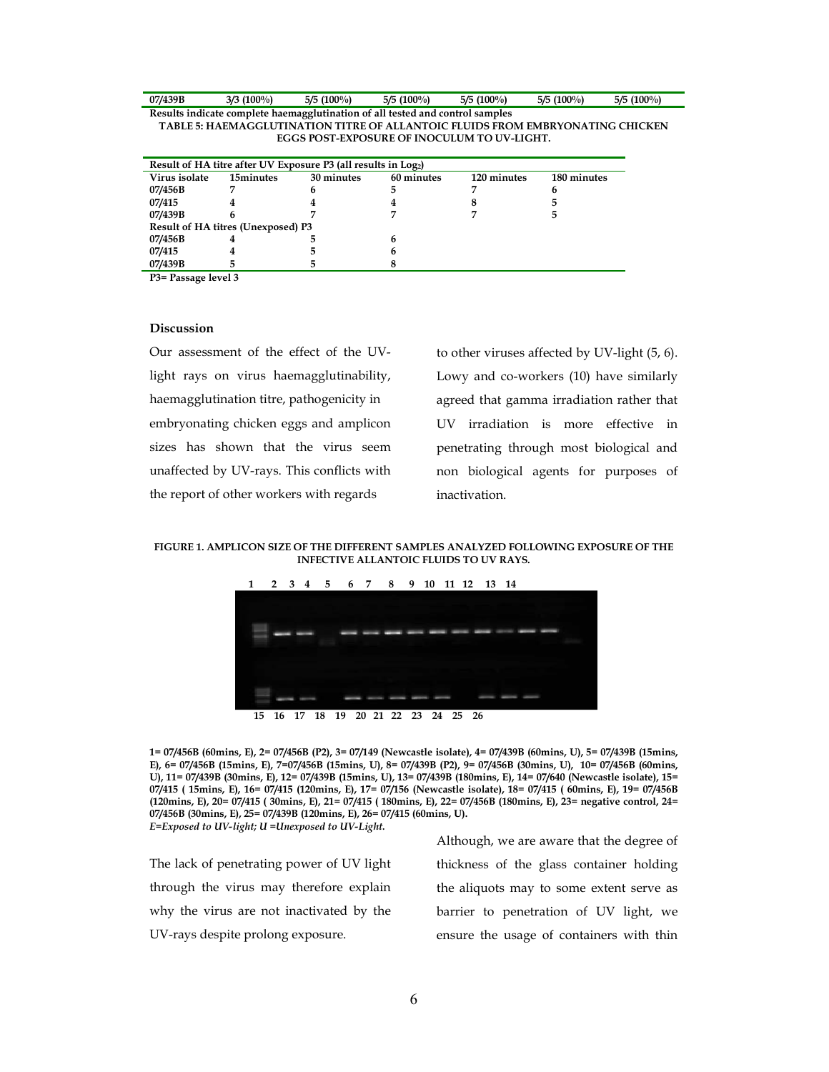| 07/439B | 3/3 (100%) | 5/5 (100%) | 5/5 (100%) | 5/5 (100%) | 5/5 (100%) | 5/5 (100%) |
|---|---|---|---|---|---|---|

**Results indicate complete haemagglutination of all tested and control samples**

**TABLE 5: HAEMAGGLUTINATION TITRE OF ALLANTOIC FLUIDS FROM EMBRYONATING CHICKEN EGGS POST-EXPOSURE OF INOCULUM TO UV-LIGHT.**

| Result of HA titre after UV Exposure P3 (all results in $Log_2$) | | | | | |
|---|---|---|---|---|---|
| **Virus isolate** | **15minutes** | **30 minutes** | **60 minutes** | **120 minutes** | **180 minutes** |
| **07/456B** | **7** | **6** | **5** | **7** | **6** |
| **07/415** | **4** | **4** | **4** | **8** | **5** |
| **07/439B** | **6** | **7** | **7** | **7** | **5** |
| **Result of HA titres (Unexposed) P3** | | | | | |
| **07/456B** | **4** | **5** | **6** | | |
| **07/415** | **4** | **5** | **6** | | |
| **07/439B** | **5** | **5** | **8** | | |

**P3= Passage level 3**

## Discussion

Our assessment of the effect of the UV-light rays on virus haemagglutinability, haemagglutination titre, pathogenicity in embryonating chicken eggs and amplicon sizes has shown that the virus seem unaffected by UV-rays. This conflicts with the report of other workers with regards to other viruses affected by UV-light (5, 6). Lowy and co-workers (10) have similarly agreed that gamma irradiation rather that UV irradiation is more effective in penetrating through most biological and non biological agents for purposes of inactivation.

**FIGURE 1. AMPLICON SIZE OF THE DIFFERENT SAMPLES ANALYZED FOLLOWING EXPOSURE OF THE INFECTIVE ALLANTOIC FLUIDS TO UV RAYS.**

**1= 07/456B (60mins, E), 2= 07/456B (P2), 3= 07/149 (Newcastle isolate), 4= 07/439B (60mins, U), 5= 07/439B (15mins, E), 6= 07/456B (15mins, E), 7=07/456B (15mins, U), 8= 07/439B (P2), 9= 07/456B (30mins, U), 10= 07/456B (60mins, U), 11= 07/439B (30mins, E), 12= 07/439B (15mins, U), 13= 07/439B (180mins, E), 14= 07/640 (Newcastle isolate), 15= 07/415 ( 15mins, E), 16= 07/415 (120mins, E), 17= 07/156 (Newcastle isolate), 18= 07/415 ( 60mins, E), 19= 07/456B (120mins, E), 20= 07/415 ( 30mins, E), 21= 07/415 ( 180mins, E), 22= 07/456B (180mins, E), 23= negative control, 24= 07/456B (30mins, E), 25= 07/439B (120mins, E), 26= 07/415 (60mins, U).**

***E=Exposed to UV-light; U =Unexposed to UV-Light.***

The lack of penetrating power of UV light through the virus may therefore explain why the virus are not inactivated by the UV-rays despite prolong exposure.

Although, we are aware that the degree of thickness of the glass container holding the aliquots may to some extent serve as barrier to penetration of UV light, we ensure the usage of containers with thin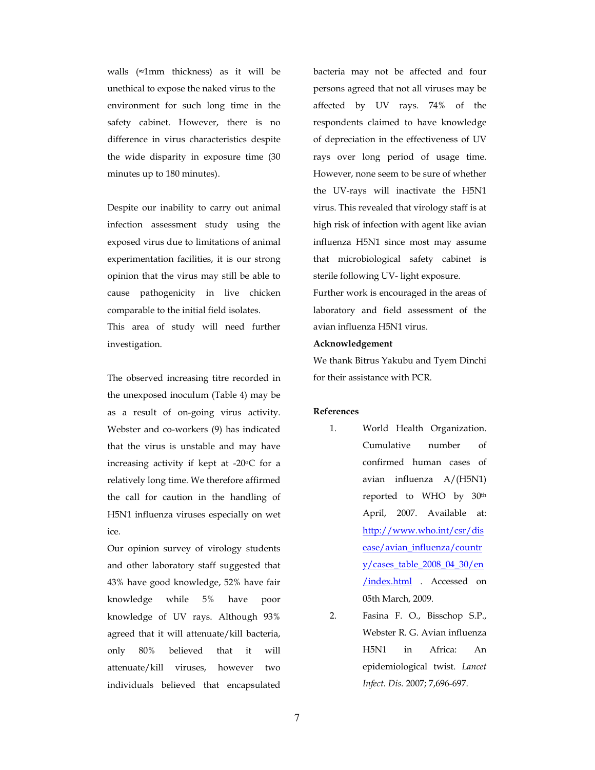walls (≈1mm thickness) as it will be unethical to expose the naked virus to the environment for such long time in the safety cabinet. However, there is no difference in virus characteristics despite the wide disparity in exposure time (30 minutes up to 180 minutes).

Despite our inability to carry out animal infection assessment study using the exposed virus due to limitations of animal experimentation facilities, it is our strong opinion that the virus may still be able to cause pathogenicity in live chicken comparable to the initial field isolates. This area of study will need further investigation.

The observed increasing titre recorded in the unexposed inoculum (Table 4) may be as a result of on-going virus activity. Webster and co-workers (9) has indicated that the virus is unstable and may have increasing activity if kept at -20$^{o}$C for a relatively long time. We therefore affirmed the call for caution in the handling of H5N1 influenza viruses especially on wet ice.

Our opinion survey of virology students and other laboratory staff suggested that 43% have good knowledge, 52% have fair knowledge while 5% have poor knowledge of UV rays. Although 93% agreed that it will attenuate/kill bacteria, only 80% believed that it will attenuate/kill viruses, however two individuals believed that encapsulated bacteria may not be affected and four persons agreed that not all viruses may be affected by UV rays. 74% of the respondents claimed to have knowledge of depreciation in the effectiveness of UV rays over long period of usage time. However, none seem to be sure of whether the UV-rays will inactivate the H5N1 virus. This revealed that virology staff is at high risk of infection with agent like avian influenza H5N1 since most may assume that microbiological safety cabinet is sterile following UV- light exposure.

Further work is encouraged in the areas of laboratory and field assessment of the avian influenza H5N1 virus.

**Acknowledgement**

We thank Bitrus Yakubu and Tyem Dinchi for their assistance with PCR.

**References**

1. World Health Organization. Cumulative number of confirmed human cases of avian influenza A/(H5N1) reported to WHO by 30th April, 2007. Available at: http://www.who.int/csr/disease/avian_influenza/country/cases_table_2008_04_30/en/index.html . Accessed on 05th March, 2009.
2. Fasina F. O., Bisschop S.P., Webster R. G. Avian influenza H5N1 in Africa: An epidemiological twist. *Lancet Infect. Dis.* 2007; 7,696-697.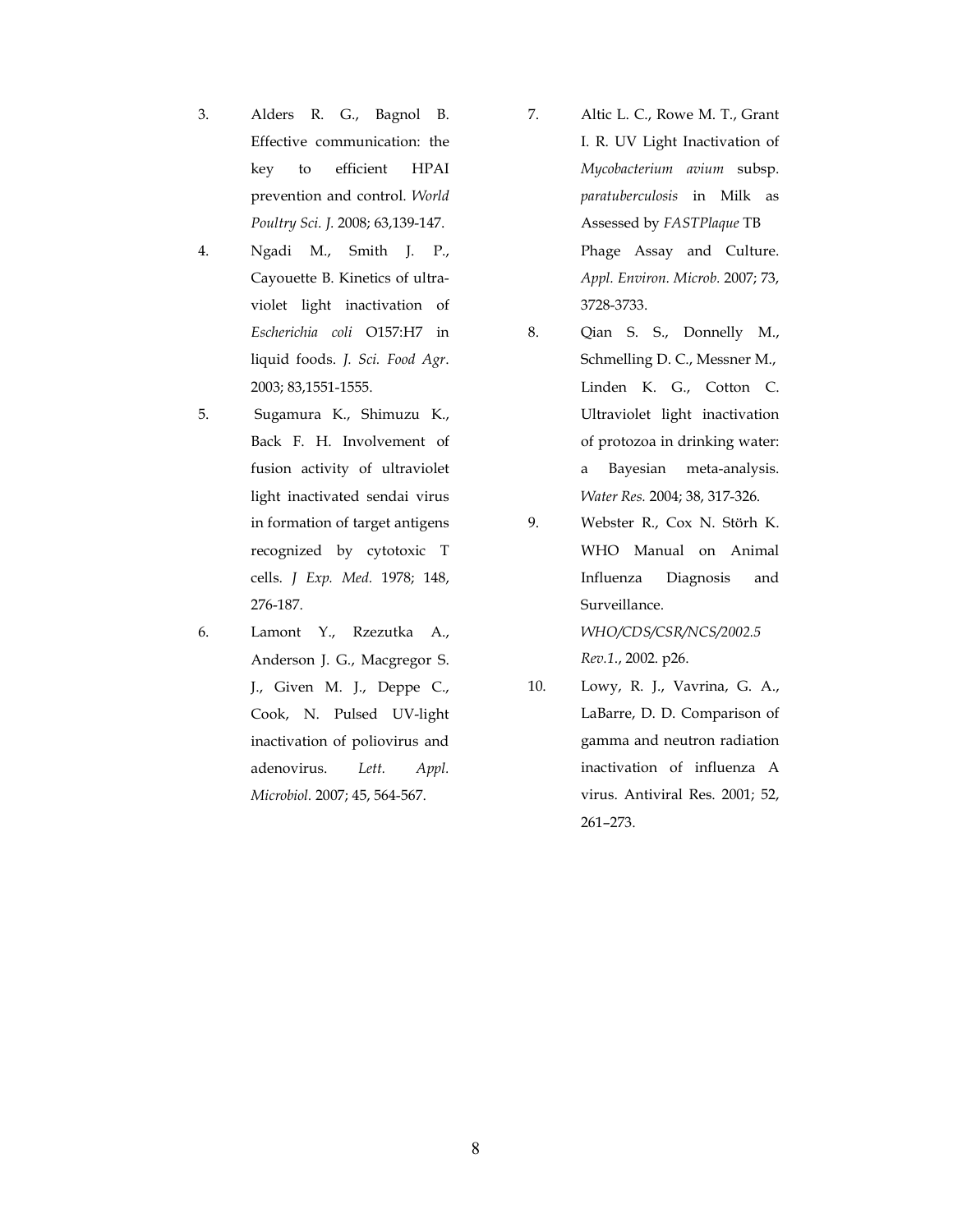3. Alders R. G., Bagnol B. Effective communication: the key to efficient HPAI prevention and control. *World Poultry Sci. J.* 2008; 63,139-147.
4. Ngadi M., Smith J. P., Cayouette B. Kinetics of ultra-violet light inactivation of *Escherichia coli* O157:H7 in liquid foods. *J. Sci. Food Agr*. 2003; 83,1551-1555.
5. Sugamura K., Shimuzu K., Back F. H. Involvement of fusion activity of ultraviolet light inactivated sendai virus in formation of target antigens recognized by cytotoxic T cells. *J Exp. Med*. 1978; 148, 276-187.
6. Lamont Y., Rzezutka A., Anderson J. G., Macgregor S. J., Given M. J., Deppe C., Cook, N. Pulsed UV-light inactivation of poliovirus and adenovirus. *Lett. Appl. Microbiol*. 2007; 45, 564-567.
7. Altic L. C., Rowe M. T., Grant I. R. UV Light Inactivation of *Mycobacterium avium* subsp. *paratuberculosis* in Milk as Assessed by *FASTPlaque* TB Phage Assay and Culture. *Appl. Environ. Microb.* 2007; 73, 3728-3733.
8. Qian S. S., Donnelly M., Schmelling D. C., Messner M., Linden K. G., Cotton C. Ultraviolet light inactivation of protozoa in drinking water: a Bayesian meta-analysis. *Water Res.* 2004; 38, 317-326.
9. Webster R., Cox N. Störh K. WHO Manual on Animal Influenza Diagnosis and Surveillance. *WHO/CDS/CSR/NCS/2002.5 Rev.1*., 2002. p26.
10. Lowy, R. J., Vavrina, G. A., LaBarre, D. D. Comparison of gamma and neutron radiation inactivation of influenza A virus. Antiviral Res. 2001; 52, 261–273.